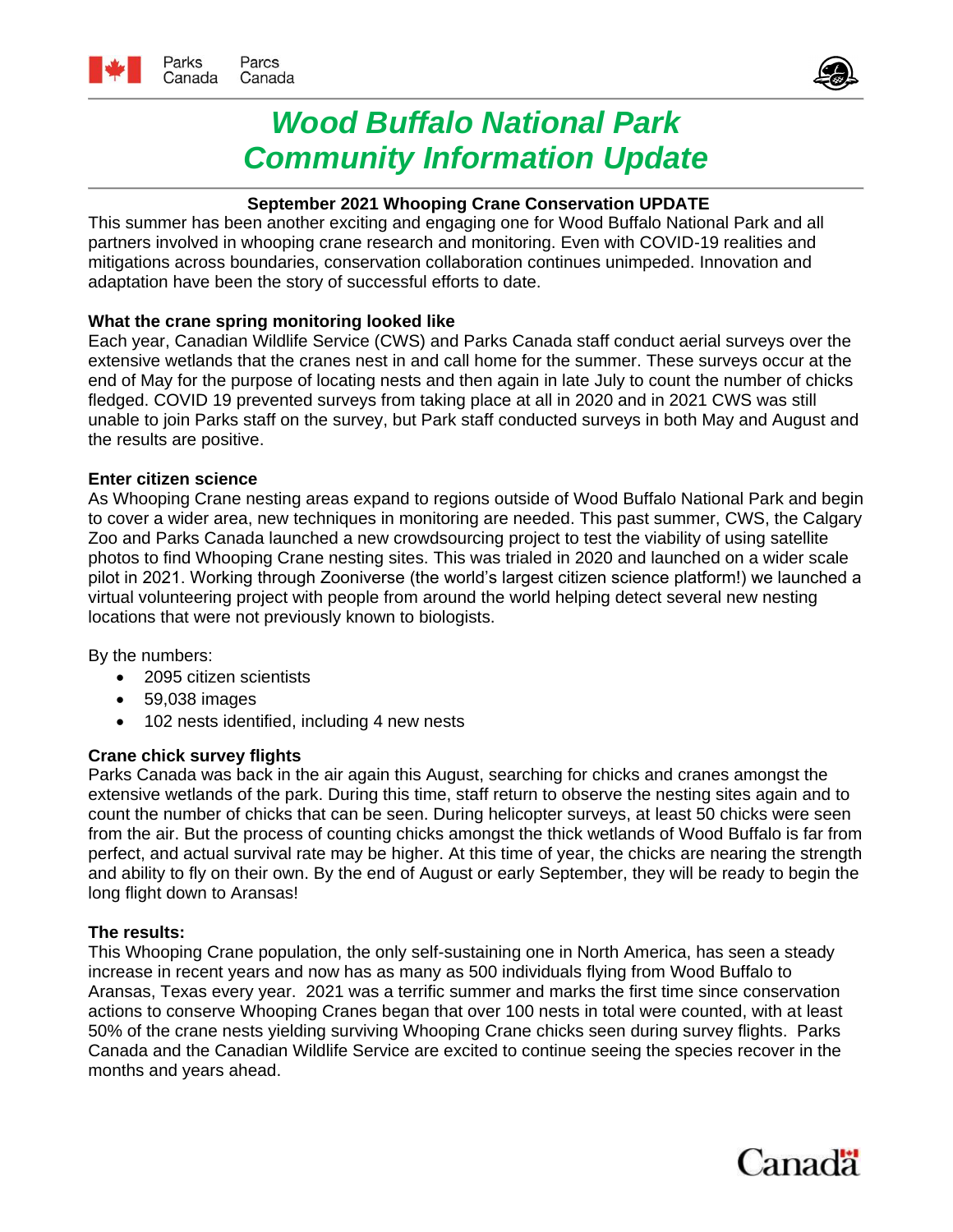# Wood Buffalo National Park Community Information Update

## September 2021 Whooping Crane Conservation UPDATE

This summer has been another exciting and engaging one for Wood Buffalo National Park and all partners involved in whooping crane research and monitoring. Even with COVID-19 realities and mitigations across boundaries, conservation collaboration continues unimpeded. Innovation and adaptation have been the story of successful efforts to date.

### What the crane spring monitoring looked like

Each year, Canadian Wildlife Service (CWS) and Parks Canada staff conduct aerial surveys over the extensive wetlands that the cranes nest in and call home for the summer. These surveys occur at the end of May for the purpose of locating nests and then again in late July to count the number of chicks fledged. COVID 19 prevented surveys from taking place at all in 2020 and in 2021 CWS was still unable to join Parks staff on the survey, but Park staff conducted surveys in both May and August and the results are positive.

### Enter citizen science

As Whooping Crane nesting areas expand to regions outside of Wood Buffalo National Park and begin to cover a wider area, new techniques in monitoring are needed. This past summer, CWS, the Calgary Zoo and Parks Canada launched a new crowdsourcing project to test the viability of using satellite photos to find Whooping Crane nesting sites. This was trialed in 2020 and launched on a wider scale pilot in 2021. Working through Zooniverse (the world's largest citizen science platform!) we launched a virtual volunteering project with people from around the world helping detect several new nesting locations that were not previously known to biologists.

By the numbers:

- 2095 citizen scientists
- 59,038 images
- 102 nests identified, including 4 new nests

### Crane chick survey flights

Parks Canada was back in the air again this August, searching for chicks and cranes amongst the extensive wetlands of the park. During this time, staff return to observe the nesting sites again and to count the number of chicks that can be seen. During helicopter surveys, at least 50 chicks were seen from the air. But the process of counting chicks amongst the thick wetlands of Wood Buffalo is far from perfect, and actual survival rate may be higher. At this time of year, the chicks are nearing the strength and ability to fly on their own. By the end of August or early September, they will be ready to begin the long flight down to Aransas!

### The results:

This Whooping Crane population, the only self-sustaining one in North America, has seen a steady increase in recent years and now has as many as 500 individuals flying from Wood Buffalo to Aransas, Texas every year. 2021 was a terrific summer and marks the first time since conservation actions to conserve Whooping Cranes began that over 100 nests in total were counted, with at least 50% of the crane nests yielding surviving Whooping Crane chicks seen during survey flights. Parks Canada and the Canadian Wildlife Service are excited to continue seeing the species recover in the months and years ahead.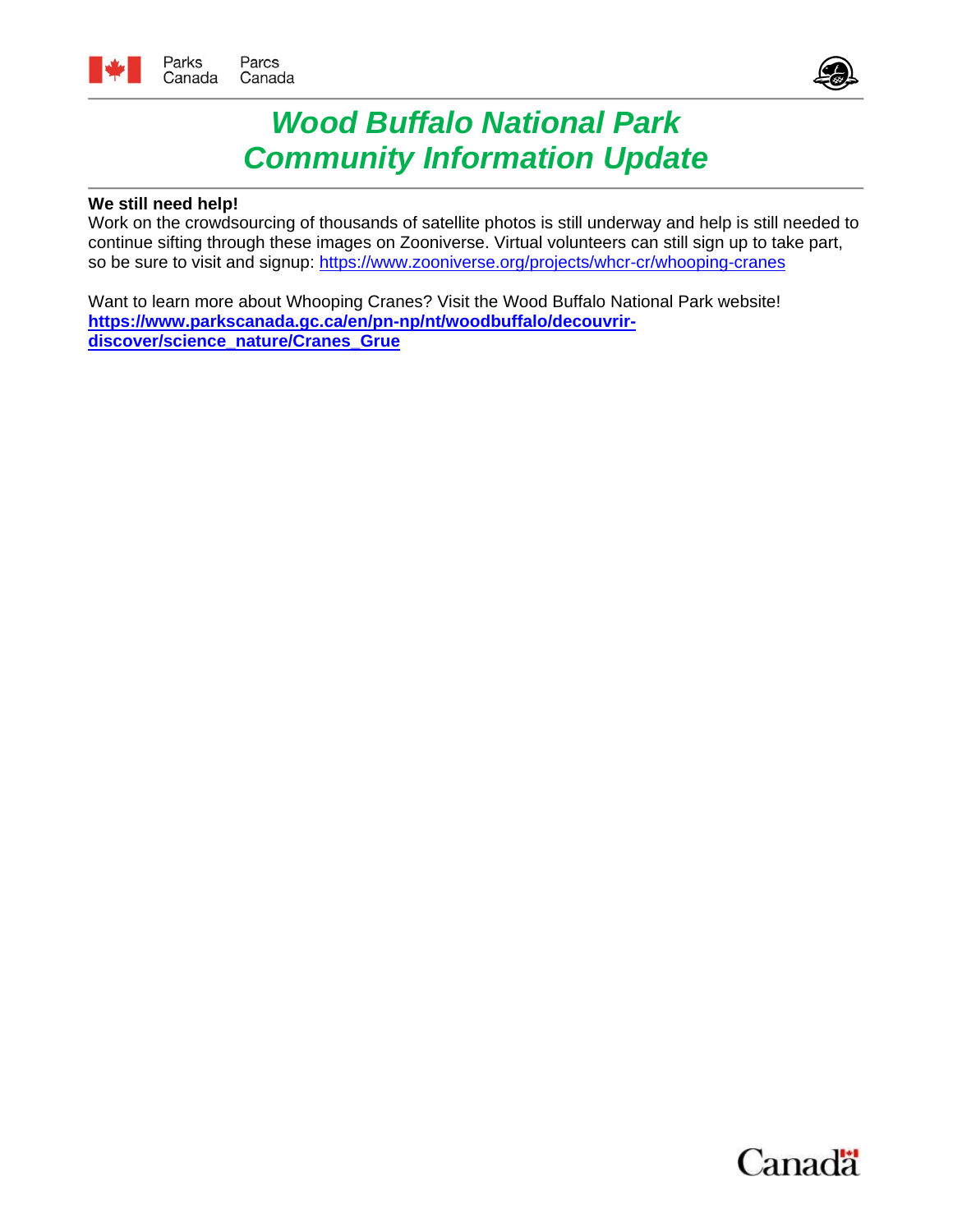# *Wood Buffalo National Park Community Information Update*

**We still need help!**
Work on the crowdsourcing of thousands of satellite photos is still underway and help is still needed to continue sifting through these images on Zooniverse. Virtual volunteers can still sign up to take part, so be sure to visit and signup: https://www.zooniverse.org/projects/whcr-cr/whooping-cranes

Want to learn more about Whooping Cranes? Visit the Wood Buffalo National Park website!
**https://www.parkscanada.gc.ca/en/pn-np/nt/woodbuffalo/decouvrir-discover/science_nature/Cranes_Grue**